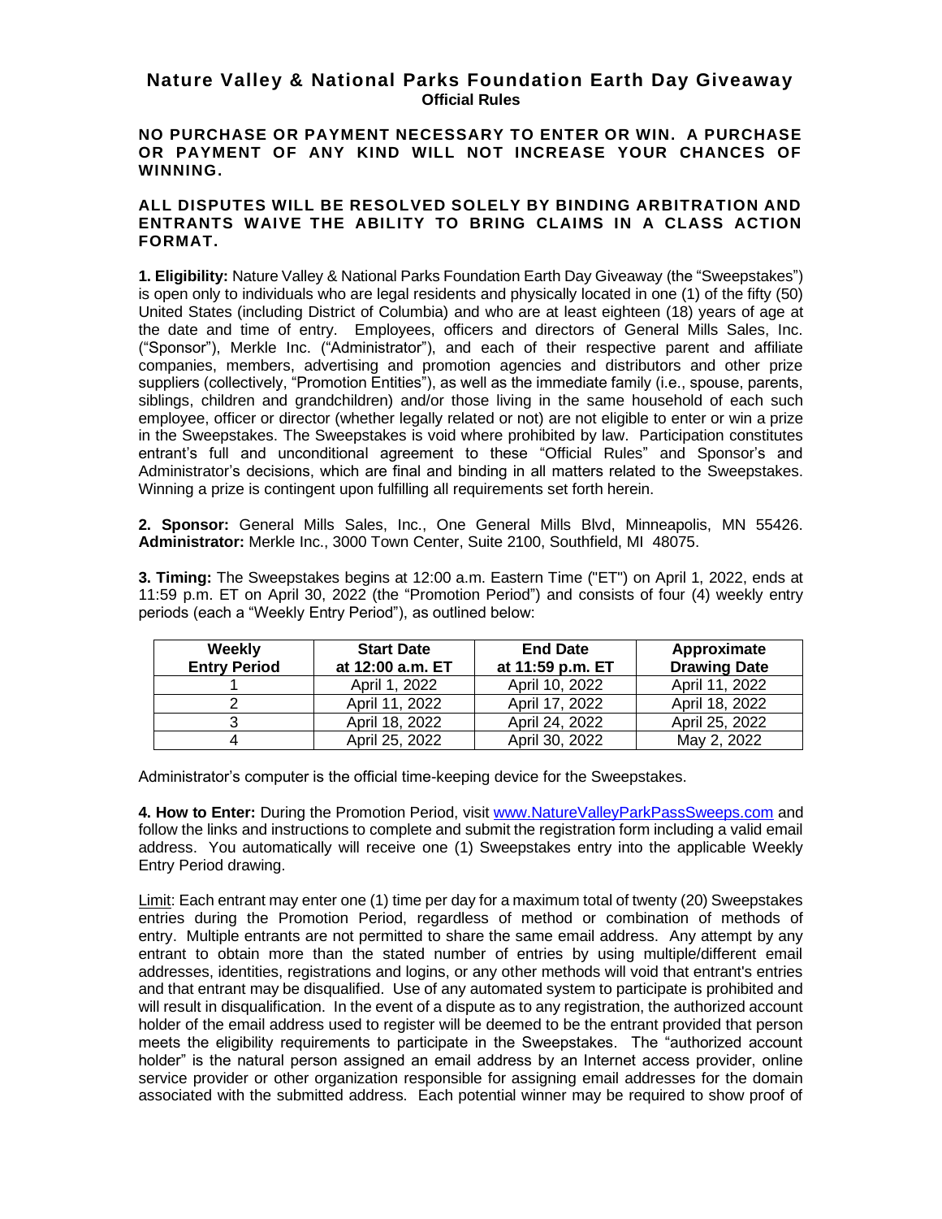# Nature Valley & National Parks Foundation Earth Day Giveaway

**Official Rules**

**NO PURCHASE OR PAYMENT NECESSARY TO ENTER OR WIN. A PURCHASE OR PAYMENT OF ANY KIND WILL NOT INCREASE YOUR CHANCES OF WINNING.**

**ALL DISPUTES WILL BE RESOLVED SOLELY BY BINDING ARBITRATION AND ENTRANTS WAIVE THE ABILITY TO BRING CLAIMS IN A CLASS ACTION FORMAT.**

**1. Eligibility:** Nature Valley & National Parks Foundation Earth Day Giveaway (the "Sweepstakes") is open only to individuals who are legal residents and physically located in one (1) of the fifty (50) United States (including District of Columbia) and who are at least eighteen (18) years of age at the date and time of entry. Employees, officers and directors of General Mills Sales, Inc. ("Sponsor"), Merkle Inc. ("Administrator"), and each of their respective parent and affiliate companies, members, advertising and promotion agencies and distributors and other prize suppliers (collectively, "Promotion Entities"), as well as the immediate family (i.e., spouse, parents, siblings, children and grandchildren) and/or those living in the same household of each such employee, officer or director (whether legally related or not) are not eligible to enter or win a prize in the Sweepstakes. The Sweepstakes is void where prohibited by law. Participation constitutes entrant's full and unconditional agreement to these "Official Rules" and Sponsor's and Administrator's decisions, which are final and binding in all matters related to the Sweepstakes. Winning a prize is contingent upon fulfilling all requirements set forth herein.

**2. Sponsor:** General Mills Sales, Inc., One General Mills Blvd, Minneapolis, MN 55426. **Administrator:** Merkle Inc., 3000 Town Center, Suite 2100, Southfield, MI 48075.

**3. Timing:** The Sweepstakes begins at 12:00 a.m. Eastern Time ("ET") on April 1, 2022, ends at 11:59 p.m. ET on April 30, 2022 (the "Promotion Period") and consists of four (4) weekly entry periods (each a "Weekly Entry Period"), as outlined below:

| Weekly Entry Period | Start Date at 12:00 a.m. ET | End Date at 11:59 p.m. ET | Approximate Drawing Date |
|---|---|---|---|
| 1 | April 1, 2022 | April 10, 2022 | April 11, 2022 |
| 2 | April 11, 2022 | April 17, 2022 | April 18, 2022 |
| 3 | April 18, 2022 | April 24, 2022 | April 25, 2022 |
| 4 | April 25, 2022 | April 30, 2022 | May 2, 2022 |

Administrator's computer is the official time-keeping device for the Sweepstakes.

**4. How to Enter:** During the Promotion Period, visit www.NatureValleyParkPassSweeps.com and follow the links and instructions to complete and submit the registration form including a valid email address. You automatically will receive one (1) Sweepstakes entry into the applicable Weekly Entry Period drawing.

Limit: Each entrant may enter one (1) time per day for a maximum total of twenty (20) Sweepstakes entries during the Promotion Period, regardless of method or combination of methods of entry. Multiple entrants are not permitted to share the same email address. Any attempt by any entrant to obtain more than the stated number of entries by using multiple/different email addresses, identities, registrations and logins, or any other methods will void that entrant's entries and that entrant may be disqualified. Use of any automated system to participate is prohibited and will result in disqualification. In the event of a dispute as to any registration, the authorized account holder of the email address used to register will be deemed to be the entrant provided that person meets the eligibility requirements to participate in the Sweepstakes. The "authorized account holder" is the natural person assigned an email address by an Internet access provider, online service provider or other organization responsible for assigning email addresses for the domain associated with the submitted address. Each potential winner may be required to show proof of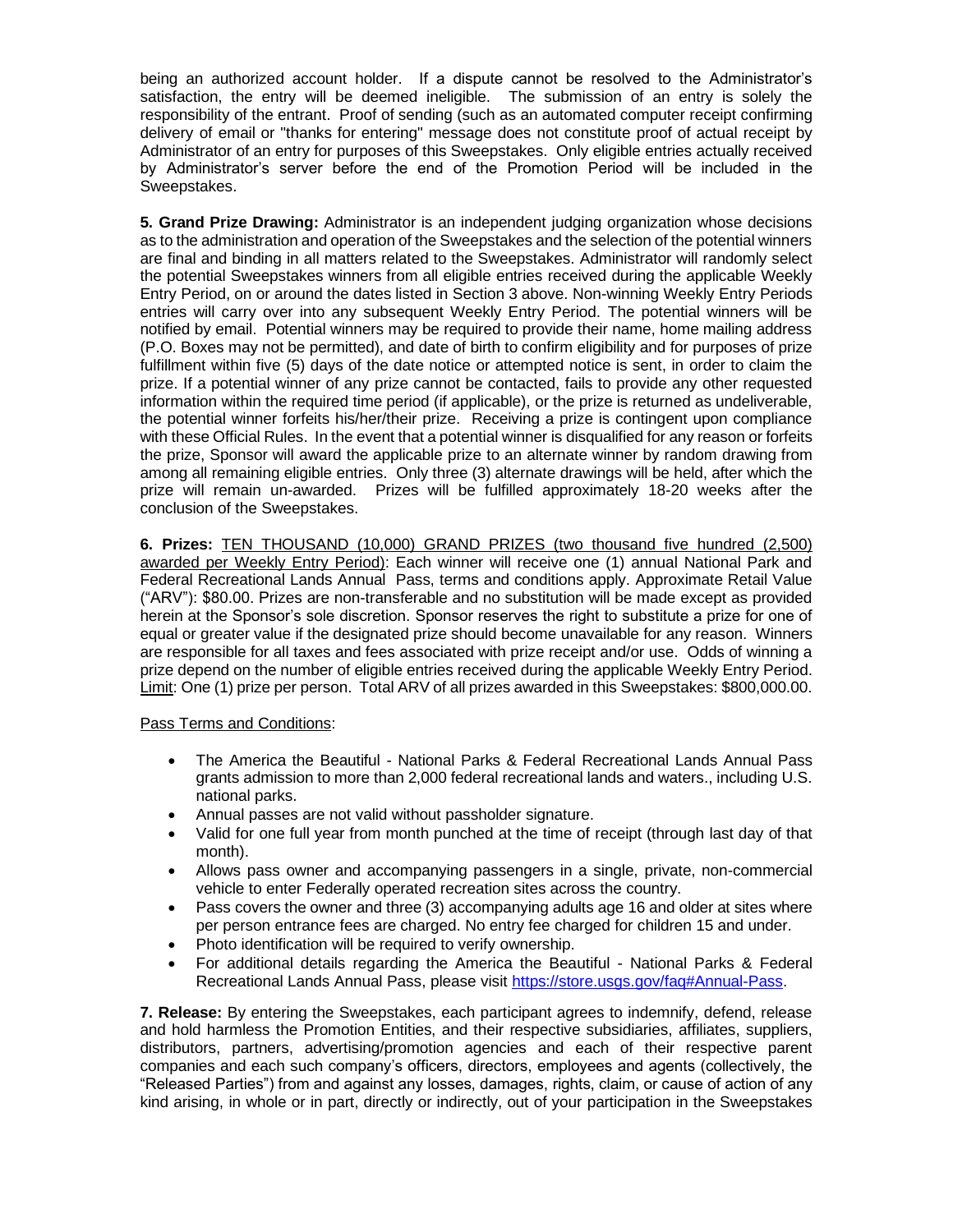being an authorized account holder. If a dispute cannot be resolved to the Administrator's satisfaction, the entry will be deemed ineligible. The submission of an entry is solely the responsibility of the entrant. Proof of sending (such as an automated computer receipt confirming delivery of email or "thanks for entering" message does not constitute proof of actual receipt by Administrator of an entry for purposes of this Sweepstakes. Only eligible entries actually received by Administrator's server before the end of the Promotion Period will be included in the Sweepstakes.

**5. Grand Prize Drawing:** Administrator is an independent judging organization whose decisions as to the administration and operation of the Sweepstakes and the selection of the potential winners are final and binding in all matters related to the Sweepstakes. Administrator will randomly select the potential Sweepstakes winners from all eligible entries received during the applicable Weekly Entry Period, on or around the dates listed in Section 3 above. Non-winning Weekly Entry Periods entries will carry over into any subsequent Weekly Entry Period. The potential winners will be notified by email. Potential winners may be required to provide their name, home mailing address (P.O. Boxes may not be permitted), and date of birth to confirm eligibility and for purposes of prize fulfillment within five (5) days of the date notice or attempted notice is sent, in order to claim the prize. If a potential winner of any prize cannot be contacted, fails to provide any other requested information within the required time period (if applicable), or the prize is returned as undeliverable, the potential winner forfeits his/her/their prize. Receiving a prize is contingent upon compliance with these Official Rules. In the event that a potential winner is disqualified for any reason or forfeits the prize, Sponsor will award the applicable prize to an alternate winner by random drawing from among all remaining eligible entries. Only three (3) alternate drawings will be held, after which the prize will remain un-awarded. Prizes will be fulfilled approximately 18-20 weeks after the conclusion of the Sweepstakes.

**6. Prizes:** <u>TEN THOUSAND (10,000) GRAND PRIZES (two thousand five hundred (2,500) awarded per Weekly Entry Period)</u>: Each winner will receive one (1) annual National Park and Federal Recreational Lands Annual Pass, terms and conditions apply. Approximate Retail Value ("ARV"): $80.00. Prizes are non-transferable and no substitution will be made except as provided herein at the Sponsor's sole discretion. Sponsor reserves the right to substitute a prize for one of equal or greater value if the designated prize should become unavailable for any reason. Winners are responsible for all taxes and fees associated with prize receipt and/or use. Odds of winning a prize depend on the number of eligible entries received during the applicable Weekly Entry Period. <u>Limit</u>: One (1) prize per person. Total ARV of all prizes awarded in this Sweepstakes: $800,000.00.

<u>Pass Terms and Conditions</u>:

- The America the Beautiful - National Parks & Federal Recreational Lands Annual Pass grants admission to more than 2,000 federal recreational lands and waters., including U.S. national parks.
- Annual passes are not valid without passholder signature.
- Valid for one full year from month punched at the time of receipt (through last day of that month).
- Allows pass owner and accompanying passengers in a single, private, non-commercial vehicle to enter Federally operated recreation sites across the country.
- Pass covers the owner and three (3) accompanying adults age 16 and older at sites where per person entrance fees are charged. No entry fee charged for children 15 and under.
- Photo identification will be required to verify ownership.
- For additional details regarding the America the Beautiful - National Parks & Federal Recreational Lands Annual Pass, please visit [https://store.usgs.gov/faq#Annual-Pass](https://store.usgs.gov/faq#Annual-Pass).

**7. Release:** By entering the Sweepstakes, each participant agrees to indemnify, defend, release and hold harmless the Promotion Entities, and their respective subsidiaries, affiliates, suppliers, distributors, partners, advertising/promotion agencies and each of their respective parent companies and each such company's officers, directors, employees and agents (collectively, the "Released Parties") from and against any losses, damages, rights, claim, or cause of action of any kind arising, in whole or in part, directly or indirectly, out of your participation in the Sweepstakes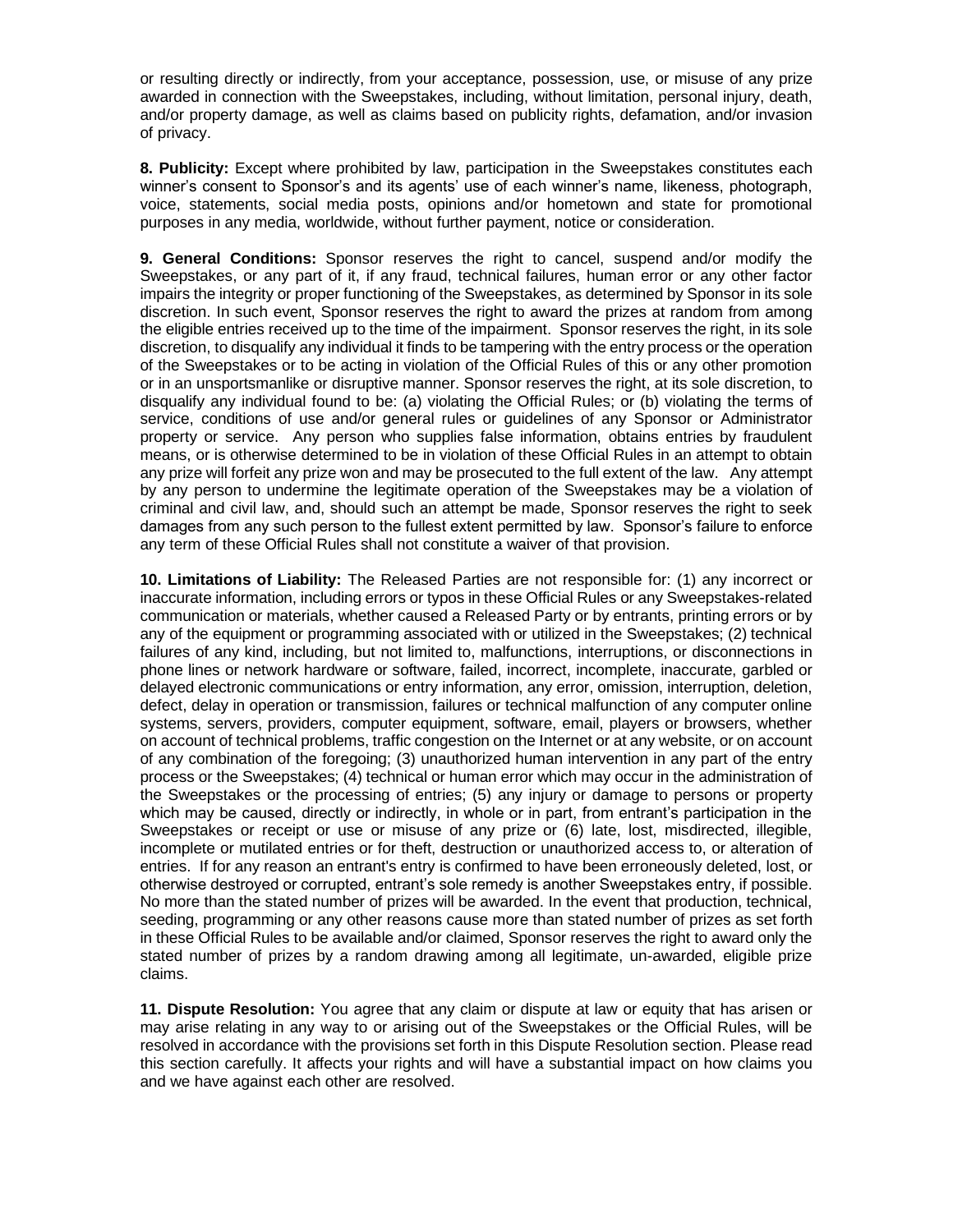or resulting directly or indirectly, from your acceptance, possession, use, or misuse of any prize awarded in connection with the Sweepstakes, including, without limitation, personal injury, death, and/or property damage, as well as claims based on publicity rights, defamation, and/or invasion of privacy.

**8. Publicity:** Except where prohibited by law, participation in the Sweepstakes constitutes each winner's consent to Sponsor's and its agents' use of each winner's name, likeness, photograph, voice, statements, social media posts, opinions and/or hometown and state for promotional purposes in any media, worldwide, without further payment, notice or consideration.

**9. General Conditions:** Sponsor reserves the right to cancel, suspend and/or modify the Sweepstakes, or any part of it, if any fraud, technical failures, human error or any other factor impairs the integrity or proper functioning of the Sweepstakes, as determined by Sponsor in its sole discretion. In such event, Sponsor reserves the right to award the prizes at random from among the eligible entries received up to the time of the impairment. Sponsor reserves the right, in its sole discretion, to disqualify any individual it finds to be tampering with the entry process or the operation of the Sweepstakes or to be acting in violation of the Official Rules of this or any other promotion or in an unsportsmanlike or disruptive manner. Sponsor reserves the right, at its sole discretion, to disqualify any individual found to be: (a) violating the Official Rules; or (b) violating the terms of service, conditions of use and/or general rules or guidelines of any Sponsor or Administrator property or service. Any person who supplies false information, obtains entries by fraudulent means, or is otherwise determined to be in violation of these Official Rules in an attempt to obtain any prize will forfeit any prize won and may be prosecuted to the full extent of the law. Any attempt by any person to undermine the legitimate operation of the Sweepstakes may be a violation of criminal and civil law, and, should such an attempt be made, Sponsor reserves the right to seek damages from any such person to the fullest extent permitted by law. Sponsor's failure to enforce any term of these Official Rules shall not constitute a waiver of that provision.

**10. Limitations of Liability:** The Released Parties are not responsible for: (1) any incorrect or inaccurate information, including errors or typos in these Official Rules or any Sweepstakes-related communication or materials, whether caused a Released Party or by entrants, printing errors or by any of the equipment or programming associated with or utilized in the Sweepstakes; (2) technical failures of any kind, including, but not limited to, malfunctions, interruptions, or disconnections in phone lines or network hardware or software, failed, incorrect, incomplete, inaccurate, garbled or delayed electronic communications or entry information, any error, omission, interruption, deletion, defect, delay in operation or transmission, failures or technical malfunction of any computer online systems, servers, providers, computer equipment, software, email, players or browsers, whether on account of technical problems, traffic congestion on the Internet or at any website, or on account of any combination of the foregoing; (3) unauthorized human intervention in any part of the entry process or the Sweepstakes; (4) technical or human error which may occur in the administration of the Sweepstakes or the processing of entries; (5) any injury or damage to persons or property which may be caused, directly or indirectly, in whole or in part, from entrant's participation in the Sweepstakes or receipt or use or misuse of any prize or (6) late, lost, misdirected, illegible, incomplete or mutilated entries or for theft, destruction or unauthorized access to, or alteration of entries. If for any reason an entrant's entry is confirmed to have been erroneously deleted, lost, or otherwise destroyed or corrupted, entrant's sole remedy is another Sweepstakes entry, if possible. No more than the stated number of prizes will be awarded. In the event that production, technical, seeding, programming or any other reasons cause more than stated number of prizes as set forth in these Official Rules to be available and/or claimed, Sponsor reserves the right to award only the stated number of prizes by a random drawing among all legitimate, un-awarded, eligible prize claims.

**11. Dispute Resolution:** You agree that any claim or dispute at law or equity that has arisen or may arise relating in any way to or arising out of the Sweepstakes or the Official Rules, will be resolved in accordance with the provisions set forth in this Dispute Resolution section. Please read this section carefully. It affects your rights and will have a substantial impact on how claims you and we have against each other are resolved.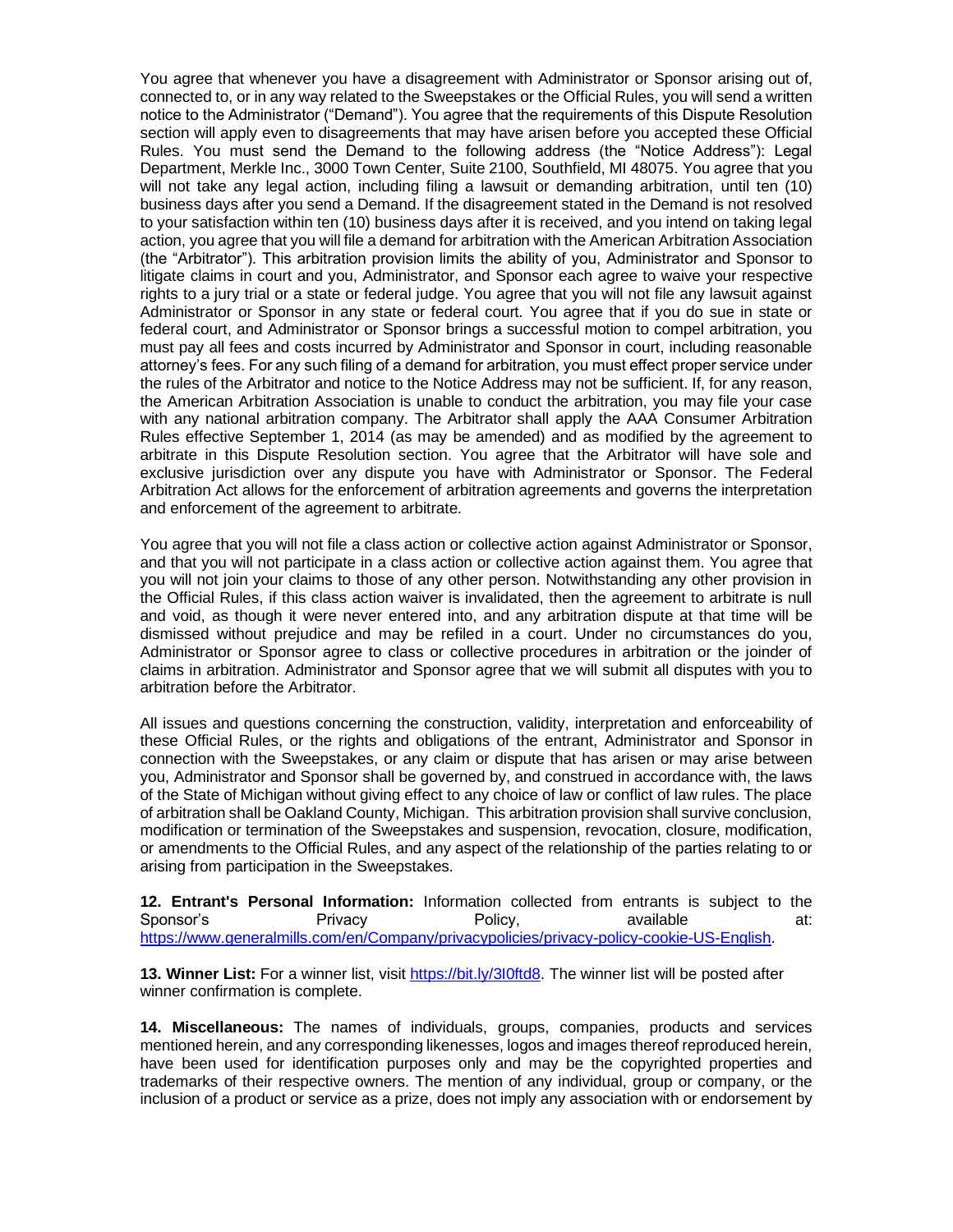You agree that whenever you have a disagreement with Administrator or Sponsor arising out of, connected to, or in any way related to the Sweepstakes or the Official Rules, you will send a written notice to the Administrator ("Demand"). You agree that the requirements of this Dispute Resolution section will apply even to disagreements that may have arisen before you accepted these Official Rules. You must send the Demand to the following address (the "Notice Address"): Legal Department, Merkle Inc., 3000 Town Center, Suite 2100, Southfield, MI 48075. You agree that you will not take any legal action, including filing a lawsuit or demanding arbitration, until ten (10) business days after you send a Demand. If the disagreement stated in the Demand is not resolved to your satisfaction within ten (10) business days after it is received, and you intend on taking legal action, you agree that you will file a demand for arbitration with the American Arbitration Association (the "Arbitrator"). This arbitration provision limits the ability of you, Administrator and Sponsor to litigate claims in court and you, Administrator, and Sponsor each agree to waive your respective rights to a jury trial or a state or federal judge. You agree that you will not file any lawsuit against Administrator or Sponsor in any state or federal court. You agree that if you do sue in state or federal court, and Administrator or Sponsor brings a successful motion to compel arbitration, you must pay all fees and costs incurred by Administrator and Sponsor in court, including reasonable attorney's fees. For any such filing of a demand for arbitration, you must effect proper service under the rules of the Arbitrator and notice to the Notice Address may not be sufficient. If, for any reason, the American Arbitration Association is unable to conduct the arbitration, you may file your case with any national arbitration company. The Arbitrator shall apply the AAA Consumer Arbitration Rules effective September 1, 2014 (as may be amended) and as modified by the agreement to arbitrate in this Dispute Resolution section. You agree that the Arbitrator will have sole and exclusive jurisdiction over any dispute you have with Administrator or Sponsor. The Federal Arbitration Act allows for the enforcement of arbitration agreements and governs the interpretation and enforcement of the agreement to arbitrate.

You agree that you will not file a class action or collective action against Administrator or Sponsor, and that you will not participate in a class action or collective action against them. You agree that you will not join your claims to those of any other person. Notwithstanding any other provision in the Official Rules, if this class action waiver is invalidated, then the agreement to arbitrate is null and void, as though it were never entered into, and any arbitration dispute at that time will be dismissed without prejudice and may be refiled in a court. Under no circumstances do you, Administrator or Sponsor agree to class or collective procedures in arbitration or the joinder of claims in arbitration. Administrator and Sponsor agree that we will submit all disputes with you to arbitration before the Arbitrator.

All issues and questions concerning the construction, validity, interpretation and enforceability of these Official Rules, or the rights and obligations of the entrant, Administrator and Sponsor in connection with the Sweepstakes, or any claim or dispute that has arisen or may arise between you, Administrator and Sponsor shall be governed by, and construed in accordance with, the laws of the State of Michigan without giving effect to any choice of law or conflict of law rules. The place of arbitration shall be Oakland County, Michigan. This arbitration provision shall survive conclusion, modification or termination of the Sweepstakes and suspension, revocation, closure, modification, or amendments to the Official Rules, and any aspect of the relationship of the parties relating to or arising from participation in the Sweepstakes.

**12. Entrant's Personal Information:** Information collected from entrants is subject to the Sponsor's Privacy Policy, available at: https://www.generalmills.com/en/Company/privacypolicies/privacy-policy-cookie-US-English.

**13. Winner List:** For a winner list, visit https://bit.ly/3I0ftd8. The winner list will be posted after winner confirmation is complete.

**14. Miscellaneous:** The names of individuals, groups, companies, products and services mentioned herein, and any corresponding likenesses, logos and images thereof reproduced herein, have been used for identification purposes only and may be the copyrighted properties and trademarks of their respective owners. The mention of any individual, group or company, or the inclusion of a product or service as a prize, does not imply any association with or endorsement by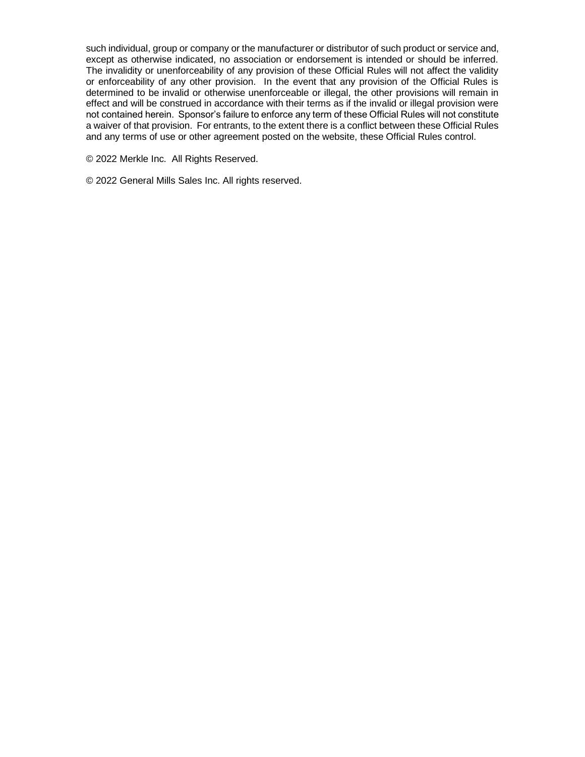such individual, group or company or the manufacturer or distributor of such product or service and, except as otherwise indicated, no association or endorsement is intended or should be inferred. The invalidity or unenforceability of any provision of these Official Rules will not affect the validity or enforceability of any other provision. In the event that any provision of the Official Rules is determined to be invalid or otherwise unenforceable or illegal, the other provisions will remain in effect and will be construed in accordance with their terms as if the invalid or illegal provision were not contained herein. Sponsor's failure to enforce any term of these Official Rules will not constitute a waiver of that provision. For entrants, to the extent there is a conflict between these Official Rules and any terms of use or other agreement posted on the website, these Official Rules control.

© 2022 Merkle Inc. All Rights Reserved.

© 2022 General Mills Sales Inc. All rights reserved.